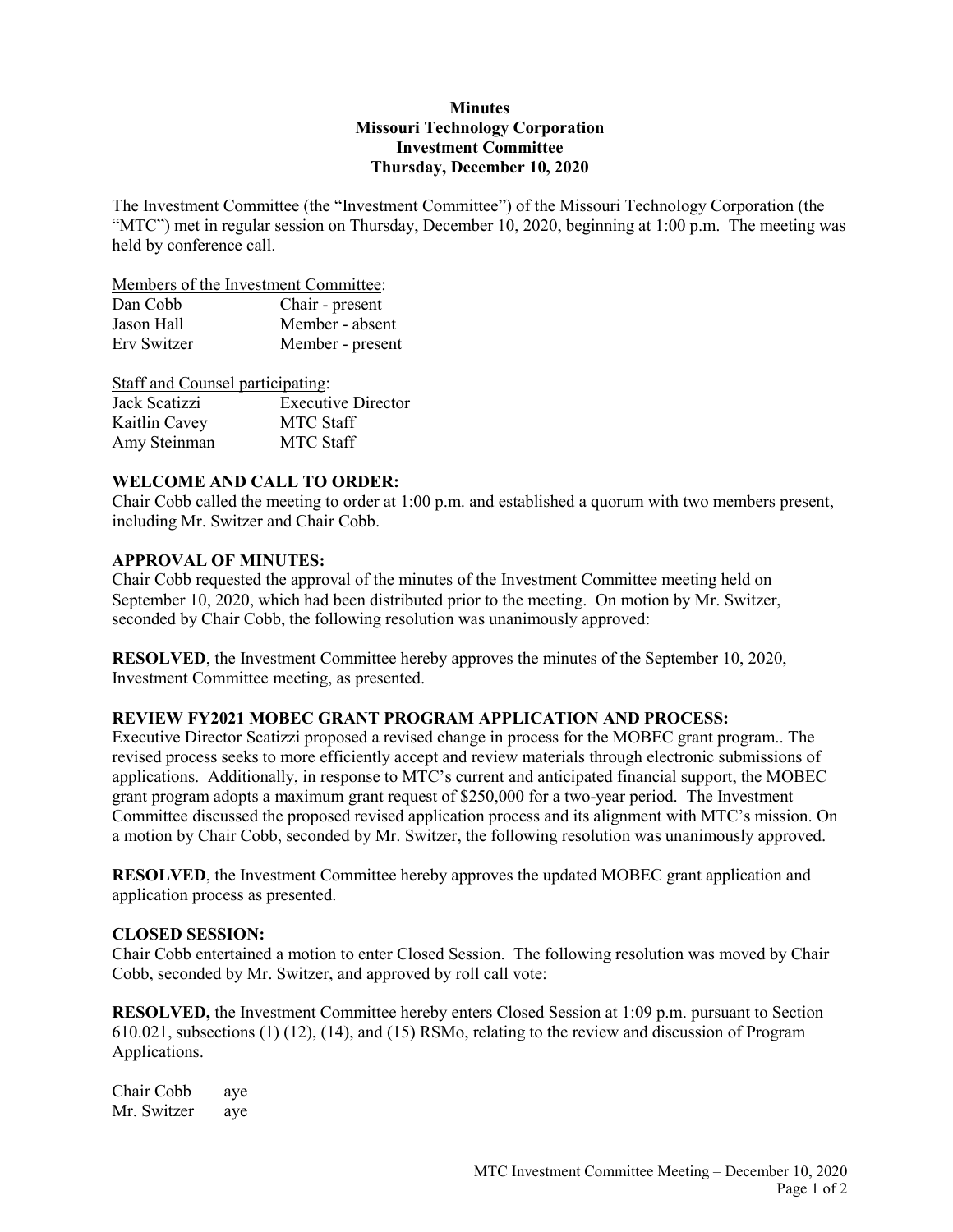**Minutes**
**Missouri Technology Corporation**
**Investment Committee**
**Thursday, December 10, 2020**

The Investment Committee (the "Investment Committee") of the Missouri Technology Corporation (the "MTC") met in regular session on Thursday, December 10, 2020, beginning at 1:00 p.m. The meeting was held by conference call.

Members of the Investment Committee:

| | |
|---|---|
| Dan Cobb | Chair - present |
| Jason Hall | Member - absent |
| Erv Switzer | Member - present |

Staff and Counsel participating:

| | |
|---|---|
| Jack Scatizzi | Executive Director |
| Kaitlin Cavey | MTC Staff |
| Amy Steinman | MTC Staff |

**WELCOME AND CALL TO ORDER:**
Chair Cobb called the meeting to order at 1:00 p.m. and established a quorum with two members present, including Mr. Switzer and Chair Cobb.

**APPROVAL OF MINUTES:**
Chair Cobb requested the approval of the minutes of the Investment Committee meeting held on September 10, 2020, which had been distributed prior to the meeting. On motion by Mr. Switzer, seconded by Chair Cobb, the following resolution was unanimously approved:

**RESOLVED**, the Investment Committee hereby approves the minutes of the September 10, 2020, Investment Committee meeting, as presented.

**REVIEW FY2021 MOBEC GRANT PROGRAM APPLICATION AND PROCESS:**
Executive Director Scatizzi proposed a revised change in process for the MOBEC grant program.. The revised process seeks to more efficiently accept and review materials through electronic submissions of applications. Additionally, in response to MTC's current and anticipated financial support, the MOBEC grant program adopts a maximum grant request of $250,000 for a two-year period. The Investment Committee discussed the proposed revised application process and its alignment with MTC's mission. On a motion by Chair Cobb, seconded by Mr. Switzer, the following resolution was unanimously approved.

**RESOLVED**, the Investment Committee hereby approves the updated MOBEC grant application and application process as presented.

**CLOSED SESSION:**
Chair Cobb entertained a motion to enter Closed Session. The following resolution was moved by Chair Cobb, seconded by Mr. Switzer, and approved by roll call vote:

**RESOLVED,** the Investment Committee hereby enters Closed Session at 1:09 p.m. pursuant to Section 610.021, subsections (1) (12), (14), and (15) RSMo, relating to the review and discussion of Program Applications.

| | |
|---|---|
| Chair Cobb | aye |
| Mr. Switzer | aye |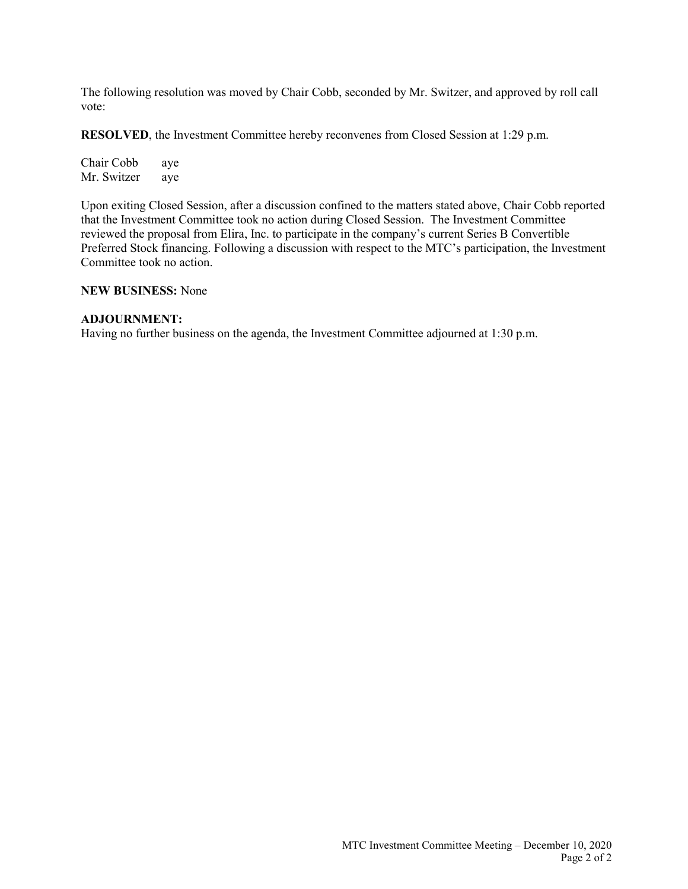The following resolution was moved by Chair Cobb, seconded by Mr. Switzer, and approved by roll call vote:

**RESOLVED**, the Investment Committee hereby reconvenes from Closed Session at 1:29 p.m.

Chair Cobb aye
Mr. Switzer aye

Upon exiting Closed Session, after a discussion confined to the matters stated above, Chair Cobb reported that the Investment Committee took no action during Closed Session. The Investment Committee reviewed the proposal from Elira, Inc. to participate in the company's current Series B Convertible Preferred Stock financing. Following a discussion with respect to the MTC's participation, the Investment Committee took no action.

**NEW BUSINESS:** None

**ADJOURNMENT:**
Having no further business on the agenda, the Investment Committee adjourned at 1:30 p.m.